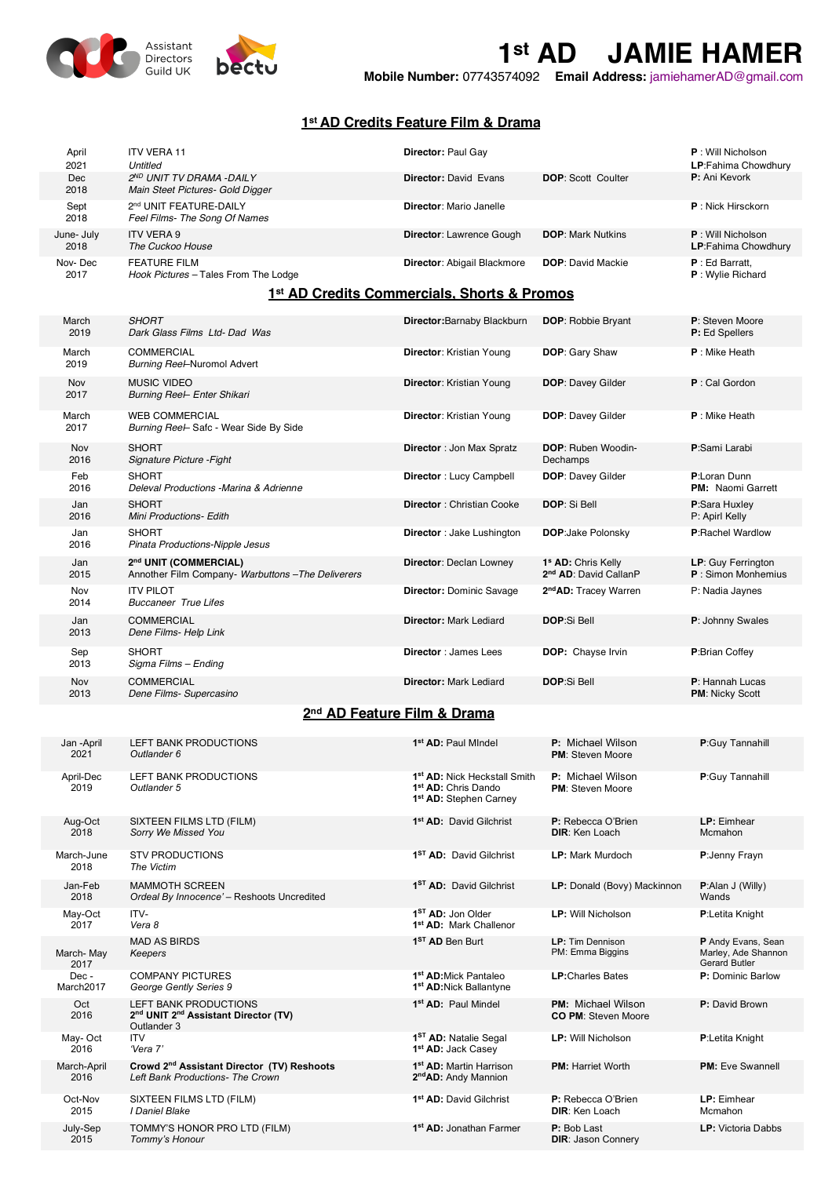Assistant Directors Guild UK · bectu

# 1st AD JAMIE HAMER

**Mobile Number:** 07743574092 **Email Address:** jamiehamerAD@gmail.com

## 1st AD Credits Feature Film & Drama

| Date | Production | Director | DOP | Producer |
|---|---|---|---|---|
| April 2021 | ITV VERA 11<br>*Untitled* | **Director:** Paul Gay | | **P** : Will Nicholson<br>**LP**:Fahima Chowdhury |
| Dec 2018 | 2ND UNIT TV DRAMA -DAILY<br>*Main Steet Pictures- Gold Digger* | **Director:** David Evans | **DOP**: Scott Coulter | **P:** Ani Kevork |
| Sept 2018 | 2nd UNIT FEATURE-DAILY<br>*Feel Films- The Song Of Names* | **Director**: Mario Janelle | | **P** : Nick Hirsckorn |
| June- July 2018 | ITV VERA 9<br>*The Cuckoo House* | **Director**: Lawrence Gough | **DOP**: Mark Nutkins | **P** : Will Nicholson<br>**LP**:Fahima Chowdhury |
| Nov- Dec 2017 | FEATURE FILM<br>*Hook Pictures* – Tales From The Lodge | **Director**: Abigail Blackmore | **DOP**: David Mackie | **P** : Ed Barratt,<br>**P** : Wylie Richard |

## 1st AD Credits Commercials, Shorts & Promos

| Date | Production | Director | DOP | Producer |
|---|---|---|---|---|
| March 2019 | *SHORT*<br>*Dark Glass Films Ltd- Dad Was* | **Director**:Barnaby Blackburn | **DOP**: Robbie Bryant | **P**: Steven Moore<br>**P:** Ed Spellers |
| March 2019 | COMMERCIAL<br>*Burning Reel*–Nuromol Advert | **Director**: Kristian Young | **DOP**: Gary Shaw | **P** : Mike Heath |
| Nov 2017 | MUSIC VIDEO<br>*Burning Reel– Enter Shikari* | **Director**: Kristian Young | **DOP**: Davey Gilder | **P** : Cal Gordon |
| March 2017 | WEB COMMERCIAL<br>*Burning Reel*– Safc - Wear Side By Side | **Director**: Kristian Young | **DOP**: Davey Gilder | **P** : Mike Heath |
| Nov 2016 | SHORT<br>*Signature Picture -Fight* | **Director** : Jon Max Spratz | **DOP**: Ruben Woodin-Dechamps | **P**:Sami Larabi |
| Feb 2016 | SHORT<br>*Deleval Productions -Marina & Adrienne* | **Director** : Lucy Campbell | **DOP**: Davey Gilder | **P**:Loran Dunn<br>**PM:** Naomi Garrett |
| Jan 2016 | SHORT<br>*Mini Productions- Edith* | **Director** : Christian Cooke | **DOP**: Si Bell | **P**:Sara Huxley<br>P: Apirl Kelly |
| Jan 2016 | SHORT<br>*Pinata Productions-Nipple Jesus* | **Director** : Jake Lushington | **DOP**:Jake Polonsky | **P**:Rachel Wardlow |
| Jan 2015 | **2nd UNIT (COMMERCIAL)**<br>Annother Film Company- *Warbuttons –The Deliverers* | **Director**: Declan Lowney | **1s AD:** Chris Kelly<br>**2nd AD**: David CallanP | **LP**: Guy Ferrington<br>**P** : Simon Monhemius |
| Nov 2014 | ITV PILOT<br>*Buccaneer True Lifes* | **Director:** Dominic Savage | **2ndAD:** Tracey Warren | P: Nadia Jaynes |
| Jan 2013 | COMMERCIAL<br>*Dene Films- Help Link* | **Director:** Mark Lediard | **DOP**:Si Bell | **P**: Johnny Swales |
| Sep 2013 | SHORT<br>*Sigma Films – Ending* | **Director** : James Lees | **DOP:** Chayse Irvin | **P**:Brian Coffey |
| Nov 2013 | COMMERCIAL<br>*Dene Films- Supercasino* | **Director:** Mark Lediard | **DOP**:Si Bell | **P**: Hannah Lucas<br>**PM**: Nicky Scott |

## 2nd AD Feature Film & Drama

| Date | Production | 1st AD | Producer / Director | Producer |
|---|---|---|---|---|
| Jan -April 2021 | LEFT BANK PRODUCTIONS<br>*Outlander 6* | **1st AD:** Paul MIndel | **P:** Michael Wilson<br>**PM**: Steven Moore | **P**:Guy Tannahill |
| April-Dec 2019 | LEFT BANK PRODUCTIONS<br>*Outlander 5* | **1st AD:** Nick Heckstall Smith<br>**1st AD:** Chris Dando<br>**1st AD:** Stephen Carney | **P:** Michael Wilson<br>**PM**: Steven Moore | **P**:Guy Tannahill |
| Aug-Oct 2018 | SIXTEEN FILMS LTD (FILM)<br>*Sorry We Missed You* | **1st AD:** David Gilchrist | **P:** Rebecca O'Brien<br>**DIR**: Ken Loach | **LP:** Eimhear Mcmahon |
| March-June 2018 | STV PRODUCTIONS<br>*The Victim* | **1ST AD:** David Gilchrist | **LP:** Mark Murdoch | **P**:Jenny Frayn |
| Jan-Feb 2018 | MAMMOTH SCREEN<br>*Ordeal By Innocence'* – Reshoots Uncredited | **1ST AD:** David Gilchrist | **LP:** Donald (Bovy) Mackinnon | **P**:Alan J (Willy) Wands |
| May-Oct 2017 | ITV-<br>*Vera 8* | **1ST AD:** Jon Older<br>**1st AD:** Mark Challenor | **LP:** Will Nicholson | **P**:Letita Knight |
| March- May 2017 | MAD AS BIRDS<br>*Keepers* | **1ST AD** Ben Burt | **LP:** Tim Dennison<br>PM: Emma Biggins | **P** Andy Evans, Sean Marley, Ade Shannon Gerard Butler |
| Dec - March2017 | COMPANY PICTURES<br>*George Gently Series 9* | **1st AD**:Mick Pantaleo<br>**1st AD**:Nick Ballantyne | **LP**:Charles Bates | **P:** Dominic Barlow |
| Oct 2016 | LEFT BANK PRODUCTIONS<br>**2nd UNIT 2nd Assistant Director (TV)**<br>Outlander 3 | **1st AD:** Paul Mindel | **PM:** Michael Wilson<br>**CO PM**: Steven Moore | **P:** David Brown |
| May- Oct 2016 | ITV<br>*'Vera 7'* | **1ST AD:** Natalie Segal<br>**1st AD:** Jack Casey | **LP:** Will Nicholson | **P**:Letita Knight |
| March-April 2016 | **Crowd 2nd Assistant Director (TV) Reshoots**<br>*Left Bank Productions- The Crown* | **1st AD:** Martin Harrison<br>**2ndAD:** Andy Mannion | **PM:** Harriet Worth | **PM:** Eve Swannell |
| Oct-Nov 2015 | SIXTEEN FILMS LTD (FILM)<br>*I Daniel Blake* | **1st AD:** David Gilchrist | **P:** Rebecca O'Brien<br>**DIR**: Ken Loach | **LP:** Eimhear Mcmahon |
| July-Sep 2015 | TOMMY'S HONOR PRO LTD (FILM)<br>*Tommy's Honour* | **1st AD:** Jonathan Farmer | **P:** Bob Last<br>**DIR**: Jason Connery | **LP:** Victoria Dabbs |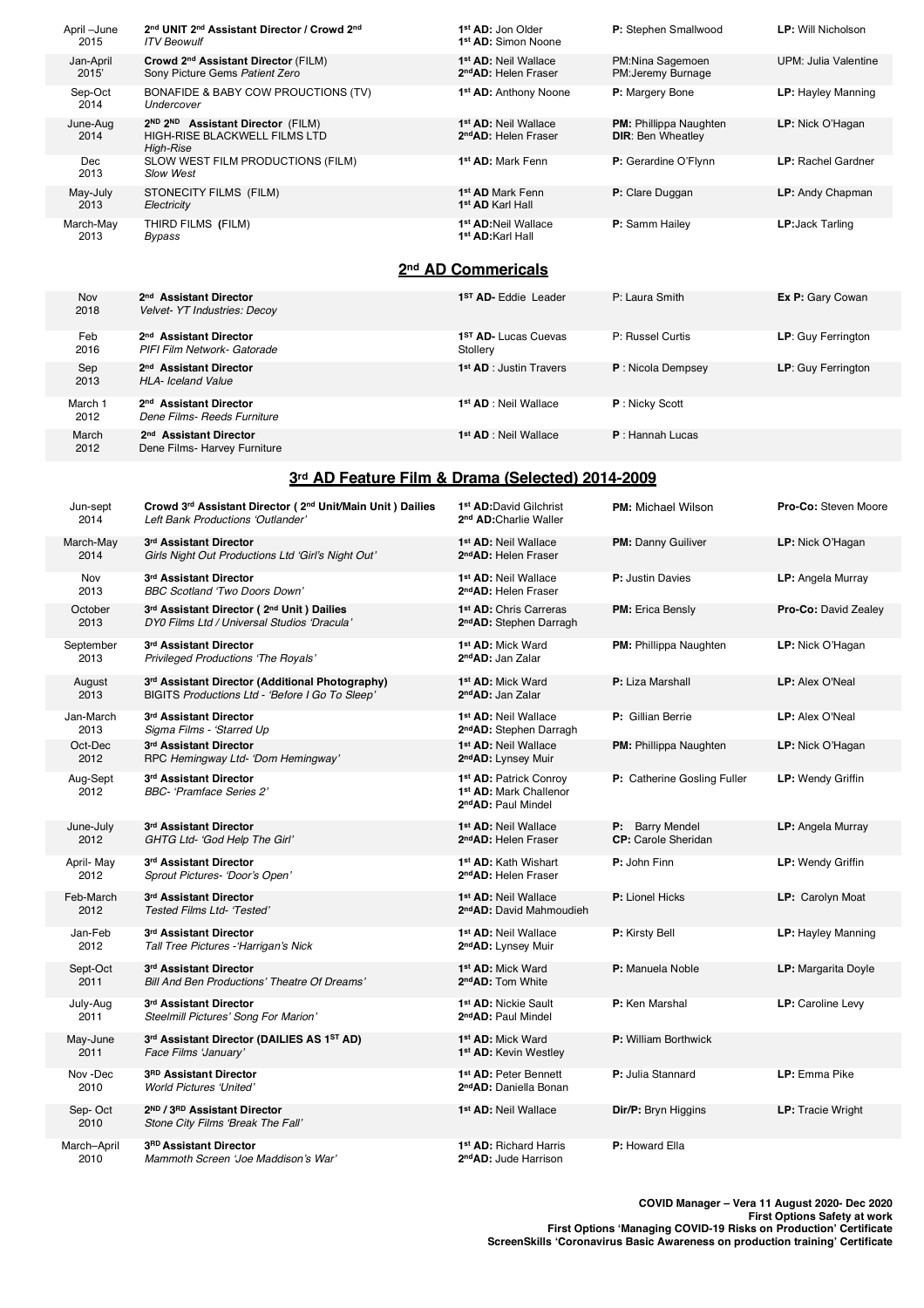| | | | | |
|---|---|---|---|---|
| April –June 2015 | **2nd UNIT 2nd Assistant Director / Crowd 2nd** *ITV Beowulf* | **1st AD:** Jon Older **1st AD:** Simon Noone | **P:** Stephen Smallwood | **LP:** Will Nicholson |
| Jan-April 2015' | **Crowd 2nd Assistant Director** (FILM) Sony Picture Gems *Patient Zero* | **1st AD:** Neil Wallace **2ndAD:** Helen Fraser | PM:Nina Sagemoen PM:Jeremy Burnage | UPM: Julia Valentine |
| Sep-Oct 2014 | BONAFIDE & BABY COW PROUCTIONS (TV) *Undercover* | **1st AD:** Anthony Noone | **P:** Margery Bone | **LP:** Hayley Manning |
| June-Aug 2014 | **2ND 2ND Assistant Director** (FILM) HIGH-RISE BLACKWELL FILMS LTD *High-Rise* | **1st AD:** Neil Wallace **2ndAD:** Helen Fraser | **PM:** Phillippa Naughten **DIR**: Ben Wheatley | **LP:** Nick O'Hagan |
| Dec 2013 | SLOW WEST FILM PRODUCTIONS (FILM) *Slow West* | **1st AD:** Mark Fenn | **P:** Gerardine O'Flynn | **LP:** Rachel Gardner |
| May-July 2013 | STONECITY FILMS (FILM) *Electricity* | **1st AD** Mark Fenn **1st AD** Karl Hall | **P:** Clare Duggan | **LP:** Andy Chapman |
| March-May 2013 | THIRD FILMS **(**FILM) *Bypass* | **1st AD:**Neil Wallace **1st AD:**Karl Hall | **P:** Samm Hailey | **LP:**Jack Tarling |

## 2nd AD Commericals

| | | | | |
|---|---|---|---|---|
| Nov 2018 | **2nd Assistant Director** *Velvet- YT Industries: Decoy* | **1ST AD-** Eddie Leader | P: Laura Smith | **Ex P:** Gary Cowan |
| Feb 2016 | **2nd Assistant Director** *PIFI Film Network- Gatorade* | **1ST AD-** Lucas Cuevas Stollery | P: Russel Curtis | **LP**: Guy Ferrington |
| Sep 2013 | **2nd Assistant Director** *HLA- Iceland Value* | **1st AD** : Justin Travers | **P** : Nicola Dempsey | **LP**: Guy Ferrington |
| March 1 2012 | **2nd Assistant Director** *Dene Films- Reeds Furniture* | **1st AD** : Neil Wallace | **P** : Nicky Scott | |
| March 2012 | **2nd Assistant Director** Dene Films- Harvey Furniture | **1st AD** : Neil Wallace | **P** : Hannah Lucas | |

## 3rd AD Feature Film & Drama (Selected) 2014-2009

| | | | | |
|---|---|---|---|---|
| Jun-sept 2014 | **Crowd 3rd Assistant Director ( 2nd Unit/Main Unit ) Dailies** *Left Bank Productions 'Outlander'* | **1st AD:**David Gilchrist **2nd AD:**Charlie Waller | **PM:** Michael Wilson | **Pro-Co:** Steven Moore |
| March-May 2014 | **3rd Assistant Director** *Girls Night Out Productions Ltd 'Girl's Night Out'* | **1st AD:** Neil Wallace **2ndAD:** Helen Fraser | **PM:** Danny Guiliver | **LP:** Nick O'Hagan |
| Nov 2013 | **3rd Assistant Director** *BBC Scotland 'Two Doors Down'* | **1st AD:** Neil Wallace **2ndAD:** Helen Fraser | **P:** Justin Davies | **LP:** Angela Murray |
| October 2013 | **3rd Assistant Director ( 2nd Unit ) Dailies** *DY0 Films Ltd / Universal Studios 'Dracula'* | **1st AD:** Chris Carreras **2ndAD:** Stephen Darragh | **PM:** Erica Bensly | **Pro-Co:** David Zealey |
| September 2013 | **3rd Assistant Director** *Privileged Productions 'The Royals'* | **1st AD:** Mick Ward **2ndAD:** Jan Zalar | **PM:** Phillippa Naughten | **LP:** Nick O'Hagan |
| August 2013 | **3rd Assistant Director (Additional Photography)** BIGITS *Productions Ltd - 'Before I Go To Sleep'* | **1st AD:** Mick Ward **2ndAD:** Jan Zalar | **P:** Liza Marshall | **LP:** Alex O'Neal |
| Jan-March 2013 | **3rd Assistant Director** *Sigma Films - 'Starred Up* | **1st AD:** Neil Wallace **2ndAD:** Stephen Darragh | **P:** Gillian Berrie | **LP:** Alex O'Neal |
| Oct-Dec 2012 | **3rd Assistant Director** RPC *Hemingway Ltd- 'Dom Hemingway'* | **1st AD:** Neil Wallace **2ndAD:** Lynsey Muir | **PM:** Phillippa Naughten | **LP:** Nick O'Hagan |
| Aug-Sept 2012 | **3rd Assistant Director** *BBC- 'Pramface Series 2'* | **1st AD:** Patrick Conroy **1st AD:** Mark Challenor **2ndAD:** Paul Mindel | **P:** Catherine Gosling Fuller | **LP:** Wendy Griffin |
| June-July 2012 | **3rd Assistant Director** *GHTG Ltd- 'God Help The Girl'* | **1st AD:** Neil Wallace **2ndAD:** Helen Fraser | **P:** Barry Mendel **CP:** Carole Sheridan | **LP:** Angela Murray |
| April- May 2012 | **3rd Assistant Director** *Sprout Pictures- 'Door's Open'* | **1st AD:** Kath Wishart **2ndAD:** Helen Fraser | **P:** John Finn | **LP:** Wendy Griffin |
| Feb-March 2012 | **3rd Assistant Director** *Tested Films Ltd- 'Tested'* | **1st AD:** Neil Wallace **2ndAD:** David Mahmoudieh | **P:** Lionel Hicks | **LP:** Carolyn Moat |
| Jan-Feb 2012 | **3rd Assistant Director** *Tall Tree Pictures -'Harrigan's Nick* | **1st AD:** Neil Wallace **2ndAD:** Lynsey Muir | **P:** Kirsty Bell | **LP:** Hayley Manning |
| Sept-Oct 2011 | **3rd Assistant Director** *Bill And Ben Productions' Theatre Of Dreams'* | **1st AD:** Mick Ward **2ndAD:** Tom White | **P:** Manuela Noble | **LP:** Margarita Doyle |
| July-Aug 2011 | **3rd Assistant Director** *Steelmill Pictures' Song For Marion'* | **1st AD:** Nickie Sault **2ndAD:** Paul Mindel | **P:** Ken Marshal | **LP:** Caroline Levy |
| May-June 2011 | **3rd Assistant Director (DAILIES AS 1ST AD)** *Face Films 'January'* | **1st AD:** Mick Ward **1st AD:** Kevin Westley | **P:** William Borthwick | |
| Nov -Dec 2010 | **3RD Assistant Director** *World Pictures 'United'* | **1st AD:** Peter Bennett **2ndAD:** Daniella Bonan | **P:** Julia Stannard | **LP:** Emma Pike |
| Sep- Oct 2010 | **2ND / 3RD Assistant Director** *Stone City Films 'Break The Fall'* | **1st AD:** Neil Wallace | **Dir/P:** Bryn Higgins | **LP:** Tracie Wright |
| March–April 2010 | **3RD Assistant Director** *Mammoth Screen 'Joe Maddison's War'* | **1st AD:** Richard Harris **2ndAD:** Jude Harrison | **P:** Howard Ella | |

**COVID Manager – Vera 11 August 2020- Dec 2020**
**First Options Safety at work**
**First Options 'Managing COVID-19 Risks on Production' Certificate**
**ScreenSkills 'Coronavirus Basic Awareness on production training' Certificate**